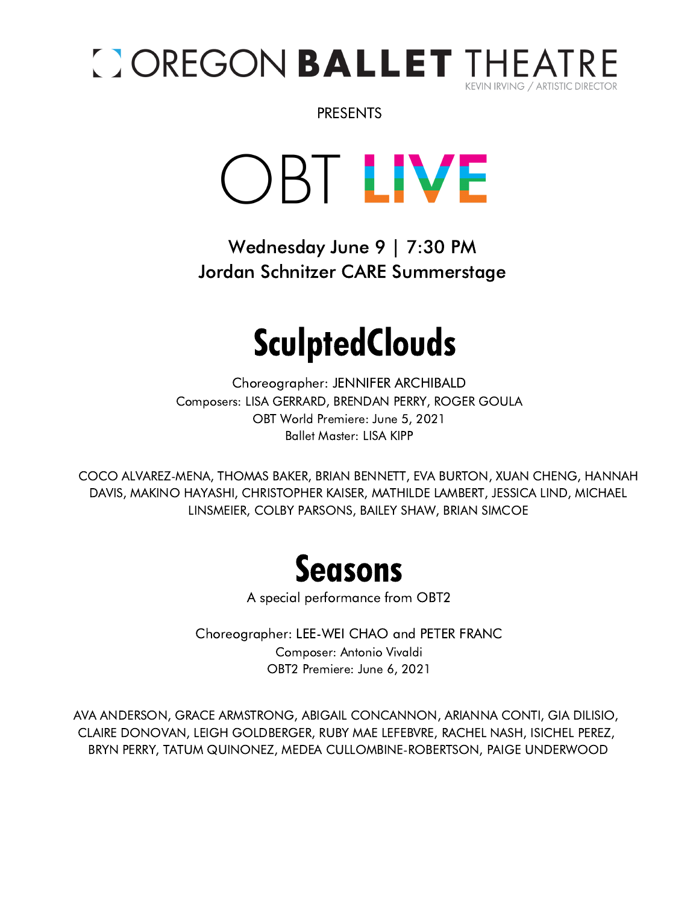# OREGON BALLET THEATRE

KEVIN IRVING / ARTISTIC DIRECTOR

PRESENTS

# OBT LIVE

**Wednesday June 9 | 7:30 PM**
**Jordan Schnitzer CARE Summerstage**

## SculptedClouds

Choreographer: JENNIFER ARCHIBALD
Composers: LISA GERRARD, BRENDAN PERRY, ROGER GOULA
OBT World Premiere: June 5, 2021
Ballet Master: LISA KIPP

COCO ALVAREZ-MENA, THOMAS BAKER, BRIAN BENNETT, EVA BURTON, XUAN CHENG, HANNAH DAVIS, MAKINO HAYASHI, CHRISTOPHER KAISER, MATHILDE LAMBERT, JESSICA LIND, MICHAEL LINSMEIER, COLBY PARSONS, BAILEY SHAW, BRIAN SIMCOE

## Seasons

A special performance from OBT2

Choreographer: LEE-WEI CHAO and PETER FRANC
Composer: Antonio Vivaldi
OBT2 Premiere: June 6, 2021

AVA ANDERSON, GRACE ARMSTRONG, ABIGAIL CONCANNON, ARIANNA CONTI, GIA DILISIO, CLAIRE DONOVAN, LEIGH GOLDBERGER, RUBY MAE LEFEBVRE, RACHEL NASH, ISICHEL PEREZ, BRYN PERRY, TATUM QUINONEZ, MEDEA CULLOMBINE-ROBERTSON, PAIGE UNDERWOOD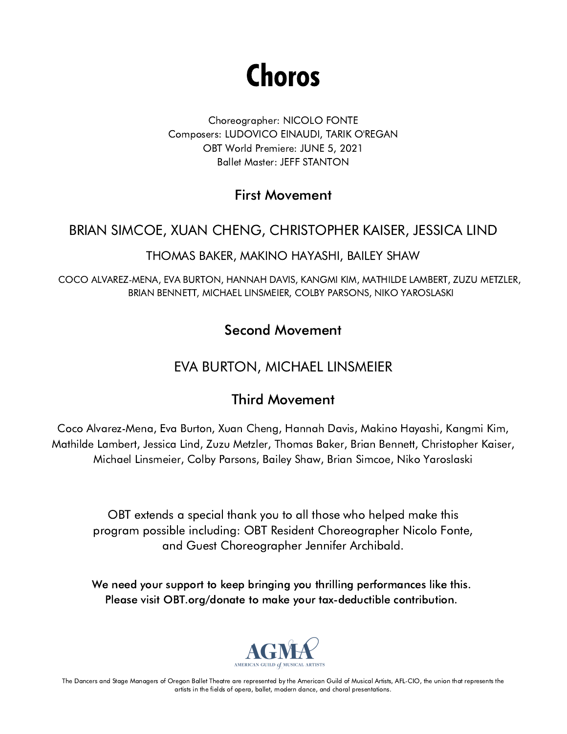# Choros

Choreographer: NICOLO FONTE
Composers: LUDOVICO EINAUDI, TARIK O'REGAN
OBT World Premiere: JUNE 5, 2021
Ballet Master: JEFF STANTON

## First Movement

BRIAN SIMCOE, XUAN CHENG, CHRISTOPHER KAISER, JESSICA LIND

THOMAS BAKER, MAKINO HAYASHI, BAILEY SHAW

COCO ALVAREZ-MENA, EVA BURTON, HANNAH DAVIS, KANGMI KIM, MATHILDE LAMBERT, ZUZU METZLER, BRIAN BENNETT, MICHAEL LINSMEIER, COLBY PARSONS, NIKO YAROSLASKI

## Second Movement

EVA BURTON, MICHAEL LINSMEIER

## Third Movement

Coco Alvarez-Mena, Eva Burton, Xuan Cheng, Hannah Davis, Makino Hayashi, Kangmi Kim, Mathilde Lambert, Jessica Lind, Zuzu Metzler, Thomas Baker, Brian Bennett, Christopher Kaiser, Michael Linsmeier, Colby Parsons, Bailey Shaw, Brian Simcoe, Niko Yaroslaski

OBT extends a special thank you to all those who helped make this program possible including: OBT Resident Choreographer Nicolo Fonte, and Guest Choreographer Jennifer Archibald.

We need your support to keep bringing you thrilling performances like this. Please visit OBT.org/donate to make your tax-deductible contribution.

AGMA
AMERICAN GUILD of MUSICAL ARTISTS

The Dancers and Stage Managers of Oregon Ballet Theatre are represented by the American Guild of Musical Artists, AFL-CIO, the union that represents the artists in the fields of opera, ballet, modern dance, and choral presentations.